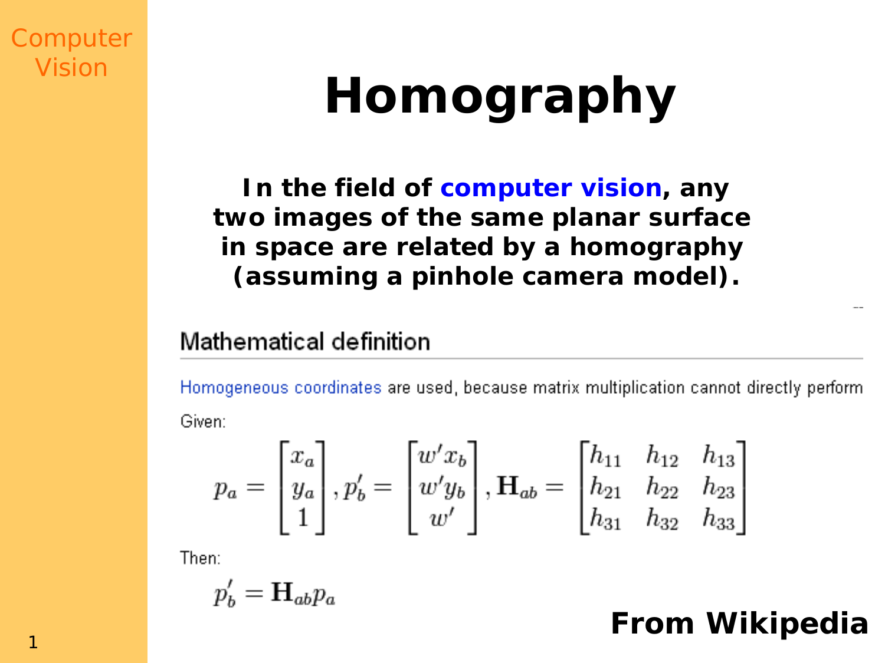Computer Vision

# Homography

**In the field of computer vision, any two images of the same planar surface in space are related by a homography (assuming a pinhole camera model).**

## Mathematical definition

Homogeneous coordinates are used, because matrix multiplication cannot directly perform

Given:

$$p_a = \begin{bmatrix} x_a \\ y_a \\ 1 \end{bmatrix}, p'_b = \begin{bmatrix} w'x_b \\ w'y_b \\ w' \end{bmatrix}, \mathbf{H}_{ab} = \begin{bmatrix} h_{11} & h_{12} & h_{13} \\ h_{21} & h_{22} & h_{23} \\ h_{31} & h_{32} & h_{33} \end{bmatrix}$$

Then:

$$p'_b = \mathbf{H}_{ab} p_a$$

**From Wikipedia**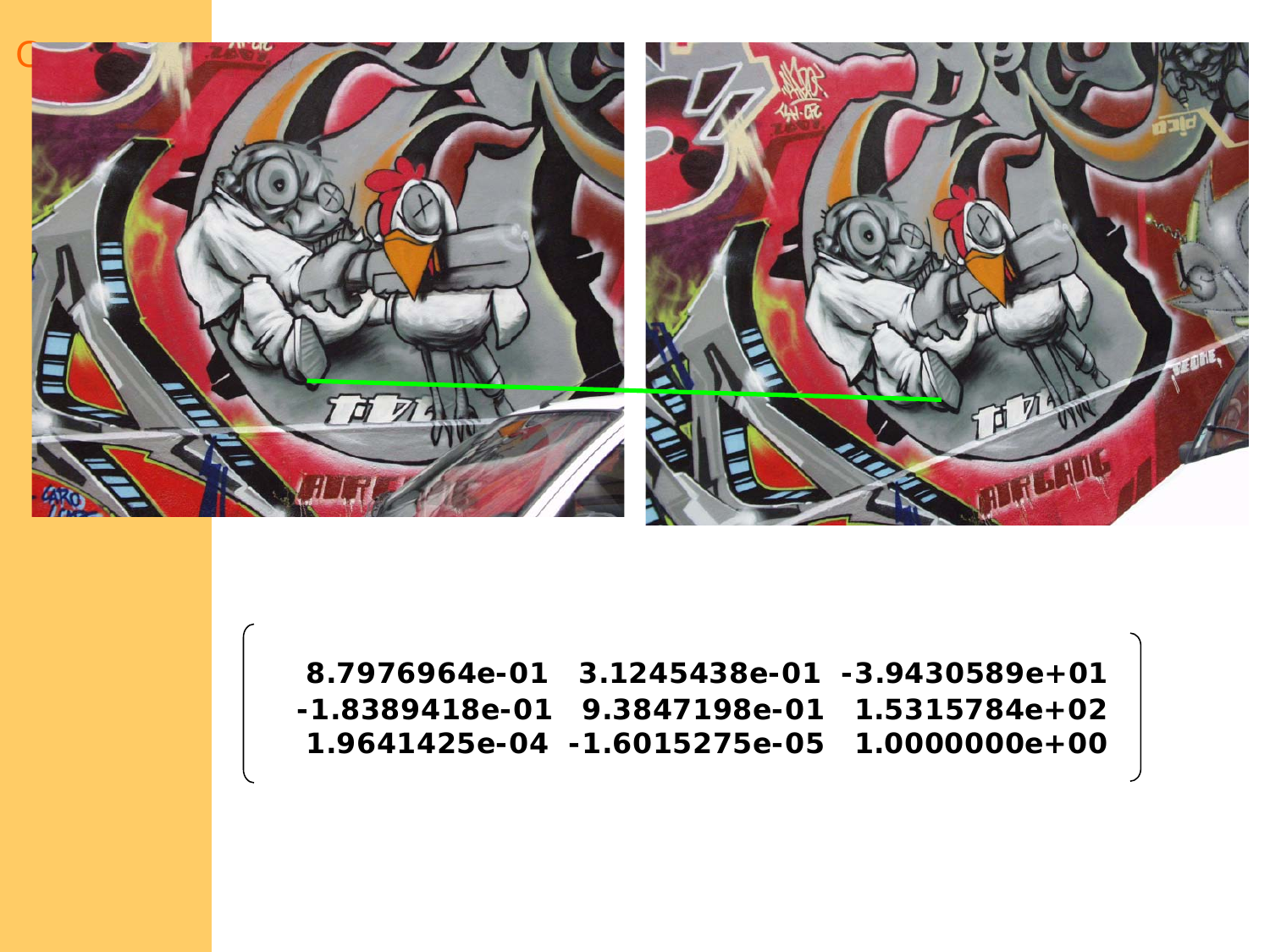$$
\begin{pmatrix}
8.7976964e\text{-}01 & 3.1245438e\text{-}01 & -3.9430589e{+}01 \\
-1.8389418e\text{-}01 & 9.3847198e\text{-}01 & 1.5315784e{+}02 \\
1.9641425e\text{-}04 & -1.6015275e\text{-}05 & 1.0000000e{+}00
\end{pmatrix}
$$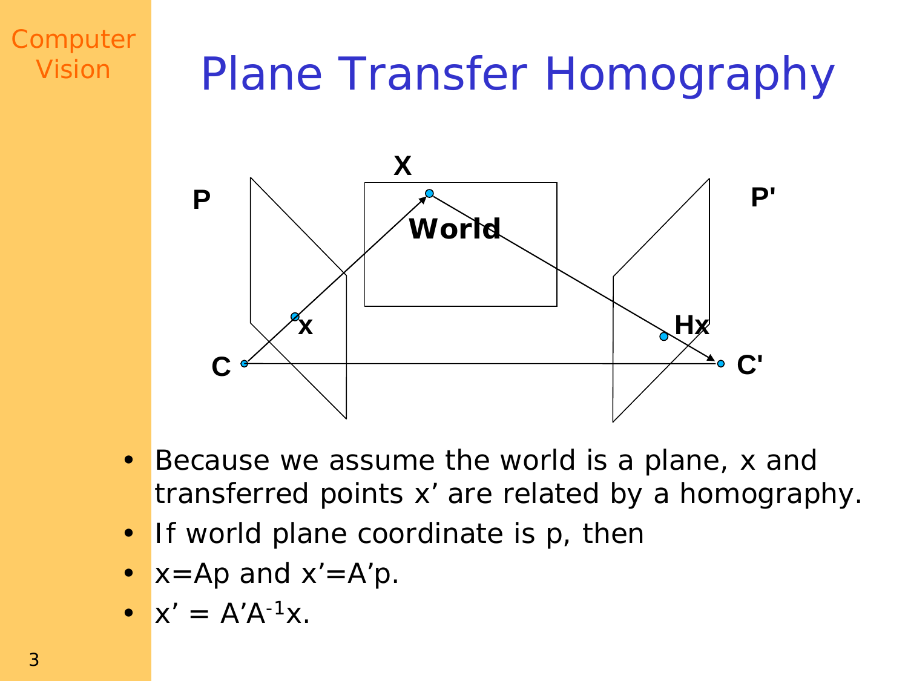# Plane Transfer Homography

- Because we assume the world is a plane, x and transferred points x' are related by a homography.
- If world plane coordinate is p, then
- $x = Ap$ and $x' = A'p$.
- $x' = A'A^{-1}x$.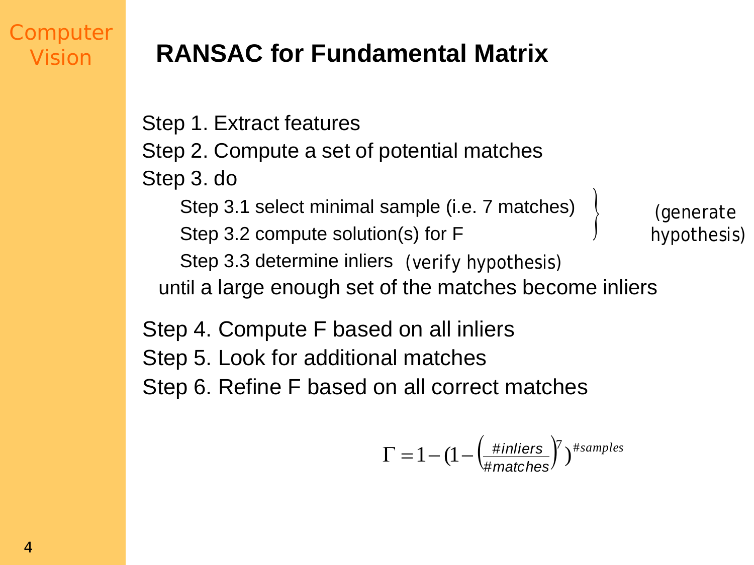# RANSAC for Fundamental Matrix

Step 1. Extract features

Step 2. Compute a set of potential matches

Step 3. do

- Step 3.1 select minimal sample (i.e. 7 matches)
- Step 3.2 compute solution(s) for F

  } (generate hypothesis)

- Step 3.3 determine inliers (verify hypothesis)

until a large enough set of the matches become inliers

Step 4. Compute F based on all inliers

Step 5. Look for additional matches

Step 6. Refine F based on all correct matches

$$\Gamma = 1 - \left(1 - \left(\frac{\#inliers}{\#matches}\right)^7\right)^{\#samples}$$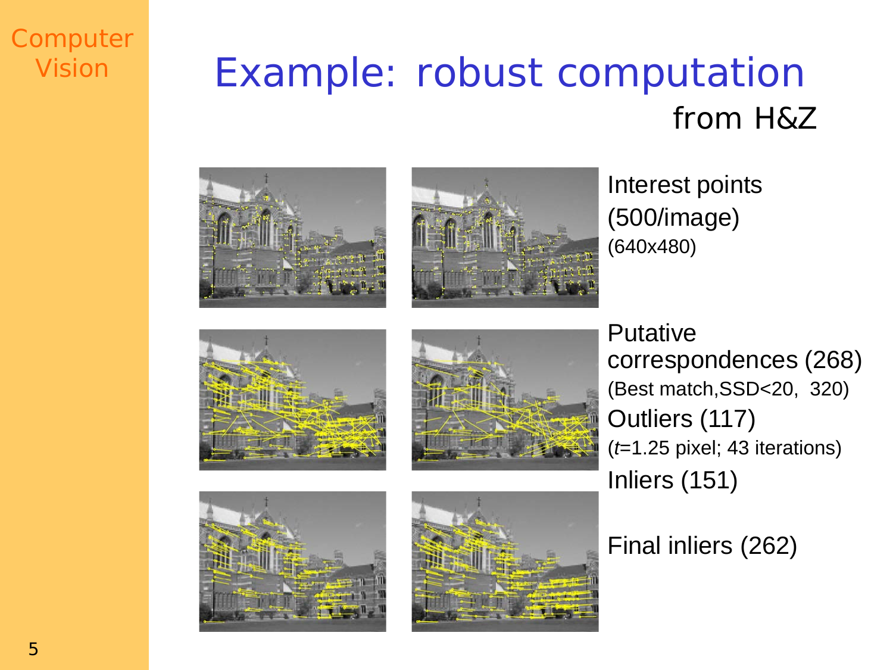# Example: robust computation

from H&Z

Interest points (500/image)
(640x480)

Putative correspondences (268)
(Best match,SSD<20, 320)

Outliers (117)
($t$=1.25 pixel; 43 iterations)

Inliers (151)

Final inliers (262)